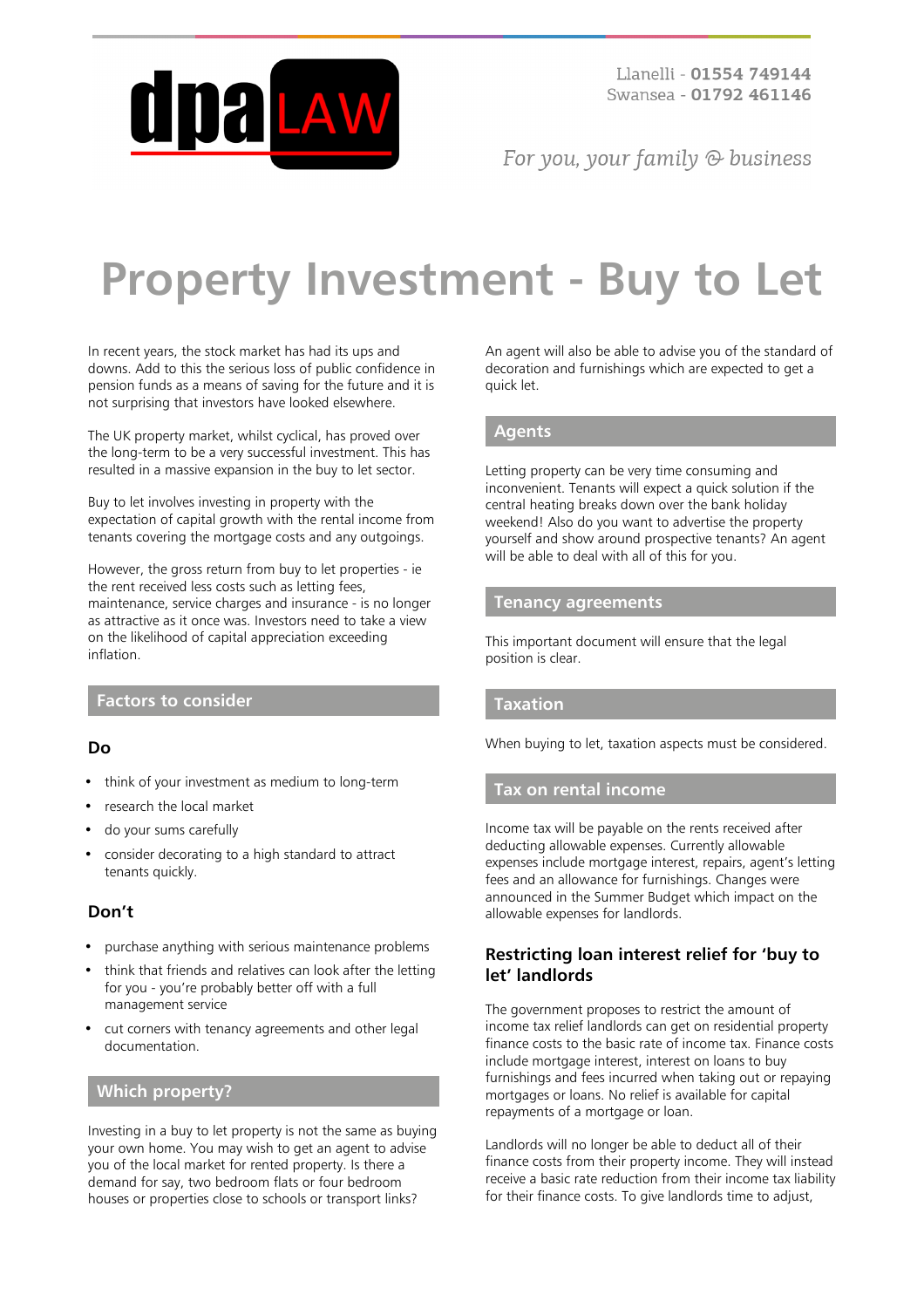# Property Investment - Buy to Let

In recent years, the stock market has had its ups and downs. Add to this the serious loss of public confidence in pension funds as a means of saving for the future and it is not surprising that investors have looked elsewhere.

The UK property market, whilst cyclical, has proved over the long-term to be a very successful investment. This has resulted in a massive expansion in the buy to let sector.

Buy to let involves investing in property with the expectation of capital growth with the rental income from tenants covering the mortgage costs and any outgoings.

However, the gross return from buy to let properties - ie the rent received less costs such as letting fees, maintenance, service charges and insurance - is no longer as attractive as it once was. Investors need to take a view on the likelihood of capital appreciation exceeding inflation.

## Factors to consider

### Do

- think of your investment as medium to long-term
- research the local market
- do your sums carefully
- consider decorating to a high standard to attract tenants quickly.

### Don't

- purchase anything with serious maintenance problems
- think that friends and relatives can look after the letting for you - you're probably better off with a full management service
- cut corners with tenancy agreements and other legal documentation.

## Which property?

Investing in a buy to let property is not the same as buying your own home. You may wish to get an agent to advise you of the local market for rented property. Is there a demand for say, two bedroom flats or four bedroom houses or properties close to schools or transport links?

An agent will also be able to advise you of the standard of decoration and furnishings which are expected to get a quick let.

## Agents

Letting property can be very time consuming and inconvenient. Tenants will expect a quick solution if the central heating breaks down over the bank holiday weekend! Also do you want to advertise the property yourself and show around prospective tenants? An agent will be able to deal with all of this for you.

## Tenancy agreements

This important document will ensure that the legal position is clear.

## Taxation

When buying to let, taxation aspects must be considered.

## Tax on rental income

Income tax will be payable on the rents received after deducting allowable expenses. Currently allowable expenses include mortgage interest, repairs, agent's letting fees and an allowance for furnishings. Changes were announced in the Summer Budget which impact on the allowable expenses for landlords.

### Restricting loan interest relief for 'buy to let' landlords

The government proposes to restrict the amount of income tax relief landlords can get on residential property finance costs to the basic rate of income tax. Finance costs include mortgage interest, interest on loans to buy furnishings and fees incurred when taking out or repaying mortgages or loans. No relief is available for capital repayments of a mortgage or loan.

Landlords will no longer be able to deduct all of their finance costs from their property income. They will instead receive a basic rate reduction from their income tax liability for their finance costs. To give landlords time to adjust,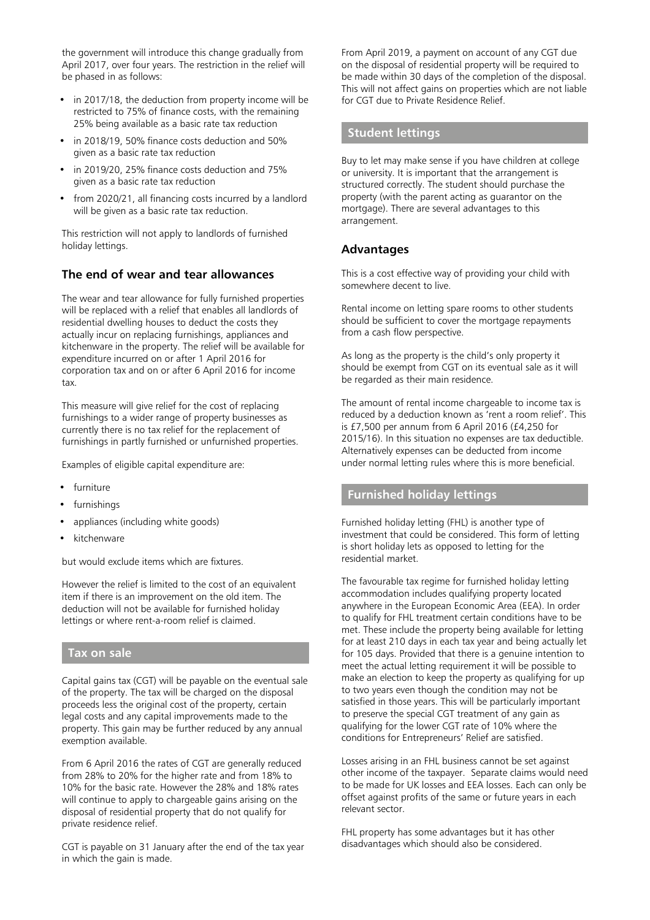the government will introduce this change gradually from April 2017, over four years. The restriction in the relief will be phased in as follows:

- in 2017/18, the deduction from property income will be restricted to 75% of finance costs, with the remaining 25% being available as a basic rate tax reduction
- in 2018/19, 50% finance costs deduction and 50% given as a basic rate tax reduction
- in 2019/20, 25% finance costs deduction and 75% given as a basic rate tax reduction
- from 2020/21, all financing costs incurred by a landlord will be given as a basic rate tax reduction.

This restriction will not apply to landlords of furnished holiday lettings.

### The end of wear and tear allowances

The wear and tear allowance for fully furnished properties will be replaced with a relief that enables all landlords of residential dwelling houses to deduct the costs they actually incur on replacing furnishings, appliances and kitchenware in the property. The relief will be available for expenditure incurred on or after 1 April 2016 for corporation tax and on or after 6 April 2016 for income tax.

This measure will give relief for the cost of replacing furnishings to a wider range of property businesses as currently there is no tax relief for the replacement of furnishings in partly furnished or unfurnished properties.

Examples of eligible capital expenditure are:

- furniture
- furnishings
- appliances (including white goods)
- kitchenware

but would exclude items which are fixtures.

However the relief is limited to the cost of an equivalent item if there is an improvement on the old item. The deduction will not be available for furnished holiday lettings or where rent-a-room relief is claimed.

## Tax on sale

Capital gains tax (CGT) will be payable on the eventual sale of the property. The tax will be charged on the disposal proceeds less the original cost of the property, certain legal costs and any capital improvements made to the property. This gain may be further reduced by any annual exemption available.

From 6 April 2016 the rates of CGT are generally reduced from 28% to 20% for the higher rate and from 18% to 10% for the basic rate. However the 28% and 18% rates will continue to apply to chargeable gains arising on the disposal of residential property that do not qualify for private residence relief.

CGT is payable on 31 January after the end of the tax year in which the gain is made.

From April 2019, a payment on account of any CGT due on the disposal of residential property will be required to be made within 30 days of the completion of the disposal. This will not affect gains on properties which are not liable for CGT due to Private Residence Relief.

## Student lettings

Buy to let may make sense if you have children at college or university. It is important that the arrangement is structured correctly. The student should purchase the property (with the parent acting as guarantor on the mortgage). There are several advantages to this arrangement.

### Advantages

This is a cost effective way of providing your child with somewhere decent to live.

Rental income on letting spare rooms to other students should be sufficient to cover the mortgage repayments from a cash flow perspective.

As long as the property is the child's only property it should be exempt from CGT on its eventual sale as it will be regarded as their main residence.

The amount of rental income chargeable to income tax is reduced by a deduction known as 'rent a room relief'. This is £7,500 per annum from 6 April 2016 (£4,250 for 2015/16). In this situation no expenses are tax deductible. Alternatively expenses can be deducted from income under normal letting rules where this is more beneficial.

## Furnished holiday lettings

Furnished holiday letting (FHL) is another type of investment that could be considered. This form of letting is short holiday lets as opposed to letting for the residential market.

The favourable tax regime for furnished holiday letting accommodation includes qualifying property located anywhere in the European Economic Area (EEA). In order to qualify for FHL treatment certain conditions have to be met. These include the property being available for letting for at least 210 days in each tax year and being actually let for 105 days. Provided that there is a genuine intention to meet the actual letting requirement it will be possible to make an election to keep the property as qualifying for up to two years even though the condition may not be satisfied in those years. This will be particularly important to preserve the special CGT treatment of any gain as qualifying for the lower CGT rate of 10% where the conditions for Entrepreneurs' Relief are satisfied.

Losses arising in an FHL business cannot be set against other income of the taxpayer. Separate claims would need to be made for UK losses and EEA losses. Each can only be offset against profits of the same or future years in each relevant sector.

FHL property has some advantages but it has other disadvantages which should also be considered.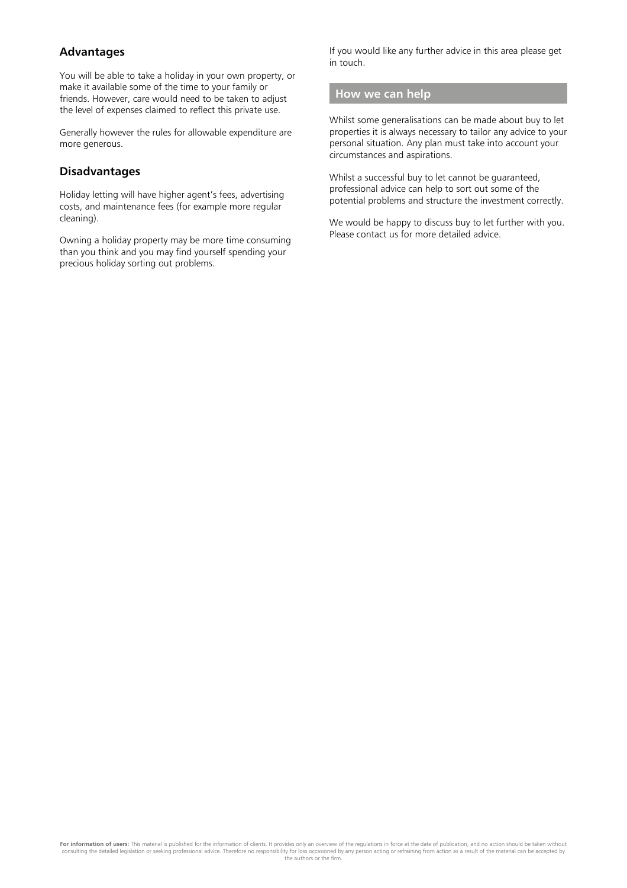## Advantages

You will be able to take a holiday in your own property, or make it available some of the time to your family or friends. However, care would need to be taken to adjust the level of expenses claimed to reflect this private use.

Generally however the rules for allowable expenditure are more generous.

## Disadvantages

Holiday letting will have higher agent's fees, advertising costs, and maintenance fees (for example more regular cleaning).

Owning a holiday property may be more time consuming than you think and you may find yourself spending your precious holiday sorting out problems.

If you would like any further advice in this area please get in touch.

## How we can help

Whilst some generalisations can be made about buy to let properties it is always necessary to tailor any advice to your personal situation. Any plan must take into account your circumstances and aspirations.

Whilst a successful buy to let cannot be guaranteed, professional advice can help to sort out some of the potential problems and structure the investment correctly.

We would be happy to discuss buy to let further with you. Please contact us for more detailed advice.

**For information of users:** This material is published for the information of clients. It provides only an overview of the regulations in force at the date of publication, and no action should be taken without consulting the detailed legislation or seeking professional advice. Therefore no responsibility for loss occasioned by any person acting or refraining from action as a result of the material can be accepted by the authors or the firm.